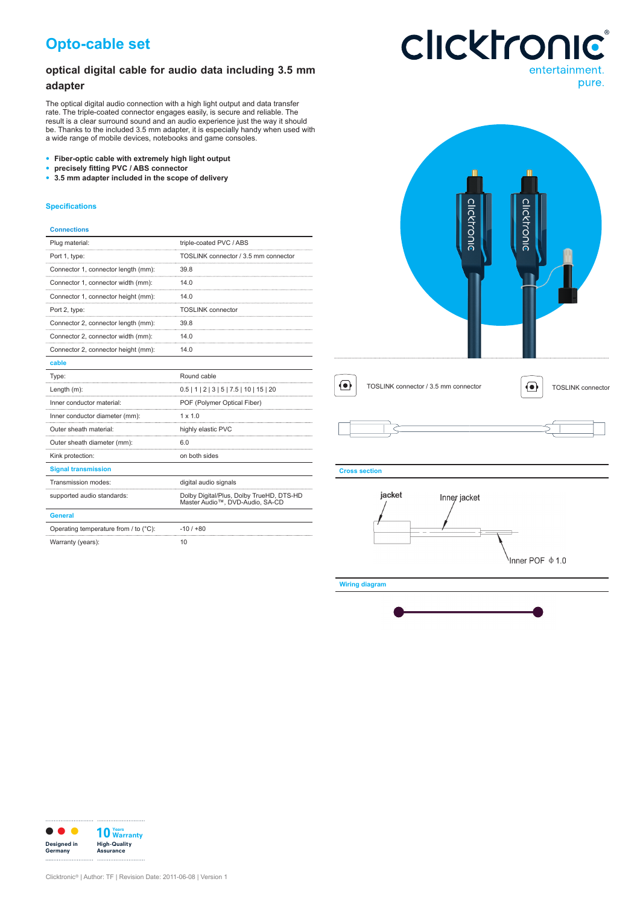# Opto-cable set

## optical digital cable for audio data including 3.5 mm adapter

The optical digital audio connection with a high light output and data transfer rate. The triple-coated connector engages easily, is secure and reliable. The result is a clear surround sound and an audio experience just the way it should be. Thanks to the included 3.5 mm adapter, it is especially handy when used with a wide range of mobile devices, notebooks and game consoles.

- **Fiber-optic cable with extremely high light output**
- **precisely fitting PVC / ABS connector**
- **3.5 mm adapter included in the scope of delivery**

### Specifications

| Connections | |
|---|---|
| Plug material: | triple-coated PVC / ABS |
| Port 1, type: | TOSLINK connector / 3.5 mm connector |
| Connector 1, connector length (mm): | 39.8 |
| Connector 1, connector width (mm): | 14.0 |
| Connector 1, connector height (mm): | 14.0 |
| Port 2, type: | TOSLINK connector |
| Connector 2, connector length (mm): | 39.8 |
| Connector 2, connector width (mm): | 14.0 |
| Connector 2, connector height (mm): | 14.0 |
| **cable** | |
| Type: | Round cable |
| Length (m): | 0.5 \| 1 \| 2 \| 3 \| 5 \| 7.5 \| 10 \| 15 \| 20 |
| Inner conductor material: | POF (Polymer Optical Fiber) |
| Inner conductor diameter (mm): | 1 x 1.0 |
| Outer sheath material: | highly elastic PVC |
| Outer sheath diameter (mm): | 6.0 |
| Kink protection: | on both sides |
| **Signal transmission** | |
| Transmission modes: | digital audio signals |
| supported audio standards: | Dolby Digital/Plus, Dolby TrueHD, DTS-HD Master Audio™, DVD-Audio, SA-CD |
| **General** | |
| Operating temperature from / to (°C): | -10 / +80 |
| Warranty (years): | 10 |

TOSLINK connector / 3.5 mm connector

TOSLINK connector

### Cross section

jacket

Inner jacket

Inner POF ϕ 1.0

### Wiring diagram

Designed in Germany

10 Years Warranty High-Quality Assurance

Clicktronic® | Author: TF | Revision Date: 2011-06-08 | Version 1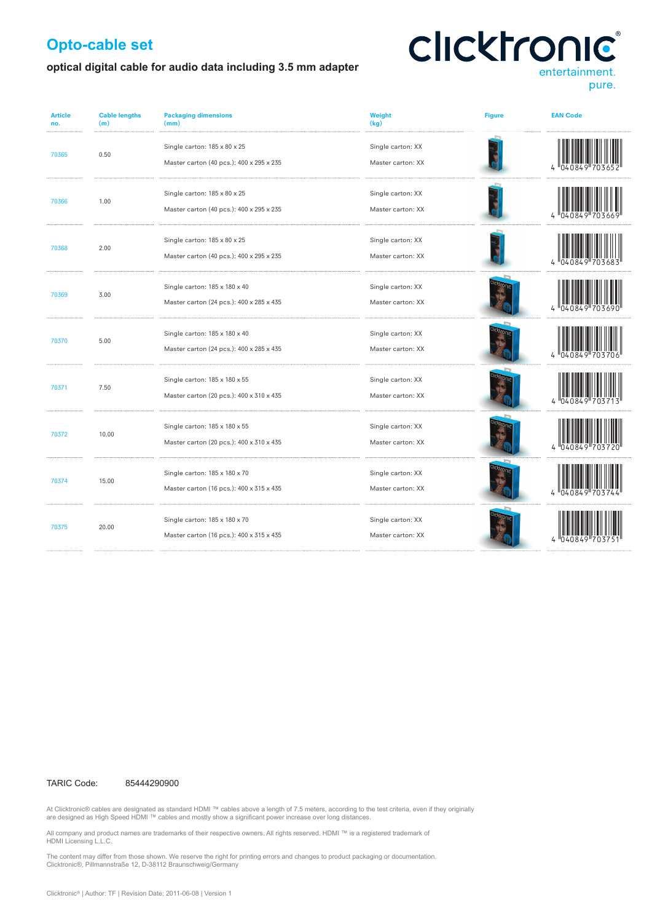# Opto-cable set

**optical digital cable for audio data including 3.5 mm adapter**

clicktronic® entertainment. pure.

| Article no. | Cable lengths (m) | Packaging dimensions (mm) | Weight (kg) | Figure | EAN Code |
|---|---|---|---|---|---|
| 70365 | 0.50 | Single carton: 185 x 80 x 25<br>Master carton (40 pcs.): 400 x 295 x 235 | Single carton: XX<br>Master carton: XX | | 4 040849 703652 |
| 70366 | 1.00 | Single carton: 185 x 80 x 25<br>Master carton (40 pcs.): 400 x 295 x 235 | Single carton: XX<br>Master carton: XX | | 4 040849 703669 |
| 70368 | 2.00 | Single carton: 185 x 80 x 25<br>Master carton (40 pcs.): 400 x 295 x 235 | Single carton: XX<br>Master carton: XX | | 4 040849 703683 |
| 70369 | 3.00 | Single carton: 185 x 180 x 40<br>Master carton (24 pcs.): 400 x 285 x 435 | Single carton: XX<br>Master carton: XX | | 4 040849 703690 |
| 70370 | 5.00 | Single carton: 185 x 180 x 40<br>Master carton (24 pcs.): 400 x 285 x 435 | Single carton: XX<br>Master carton: XX | | 4 040849 703706 |
| 70371 | 7.50 | Single carton: 185 x 180 x 55<br>Master carton (20 pcs.): 400 x 310 x 435 | Single carton: XX<br>Master carton: XX | | 4 040849 703713 |
| 70372 | 10.00 | Single carton: 185 x 180 x 55<br>Master carton (20 pcs.): 400 x 310 x 435 | Single carton: XX<br>Master carton: XX | | 4 040849 703720 |
| 70374 | 15.00 | Single carton: 185 x 180 x 70<br>Master carton (16 pcs.): 400 x 315 x 435 | Single carton: XX<br>Master carton: XX | | 4 040849 703744 |
| 70375 | 20.00 | Single carton: 185 x 180 x 70<br>Master carton (16 pcs.): 400 x 315 x 435 | Single carton: XX<br>Master carton: XX | | 4 040849 703751 |

TARIC Code: 85444290900

At Clicktronic® cables are designated as standard HDMI ™ cables above a length of 7.5 meters, according to the test criteria, even if they originally are designed as High Speed HDMI ™ cables and mostly show a significant power increase over long distances.

All company and product names are trademarks of their respective owners. All rights reserved. HDMI ™ is a registered trademark of HDMI Licensing L.L.C.

The content may differ from those shown. We reserve the right for printing errors and changes to product packaging or documentation.
Clicktronic®, Pillmannstraße 12, D-38112 Braunschweig/Germany

Clicktronic® | Author: TF | Revision Date: 2011-06-08 | Version 1